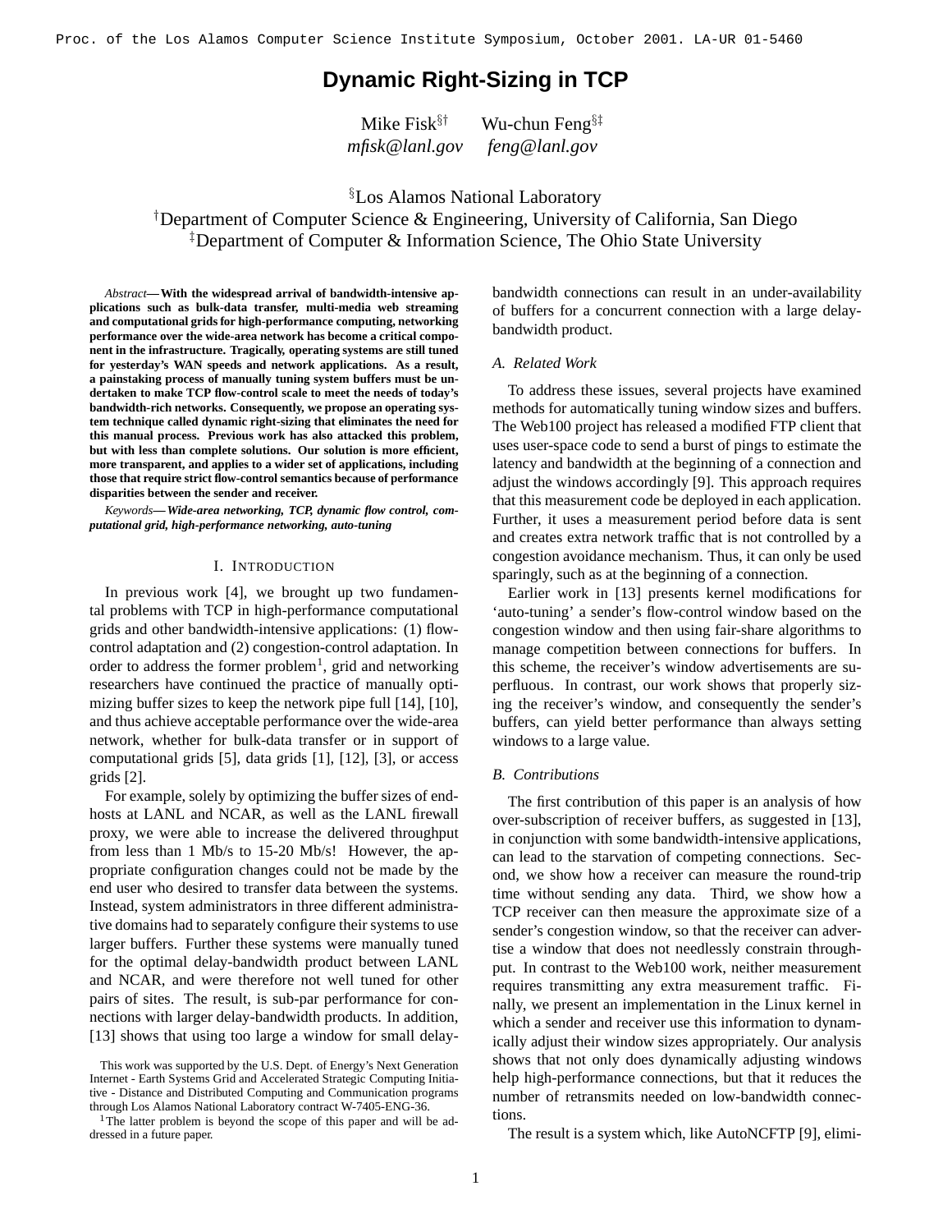# Dynamic Right-Sizing in TCP

Mike Fisk[§†] Wu-chun Feng[§‡]
*mfisk@lanl.gov* *feng@lanl.gov*

[§]Los Alamos National Laboratory
[†]Department of Computer Science & Engineering, University of California, San Diego
[‡]Department of Computer & Information Science, The Ohio State University

*Abstract*— **With the widespread arrival of bandwidth-intensive applications such as bulk-data transfer, multi-media web streaming and computational grids for high-performance computing, networking performance over the wide-area network has become a critical component in the infrastructure. Tragically, operating systems are still tuned for yesterday's WAN speeds and network applications. As a result, a painstaking process of manually tuning system buffers must be undertaken to make TCP flow-control scale to meet the needs of today's bandwidth-rich networks. Consequently, we propose an operating system technique called dynamic right-sizing that eliminates the need for this manual process. Previous work has also attacked this problem, but with less than complete solutions. Our solution is more efficient, more transparent, and applies to a wider set of applications, including those that require strict flow-control semantics because of performance disparities between the sender and receiver.**

*Keywords*— ***Wide-area networking, TCP, dynamic flow control, computational grid, high-performance networking, auto-tuning***

## I. Introduction

In previous work [4], we brought up two fundamental problems with TCP in high-performance computational grids and other bandwidth-intensive applications: (1) flow-control adaptation and (2) congestion-control adaptation. In order to address the former problem[1], grid and networking researchers have continued the practice of manually optimizing buffer sizes to keep the network pipe full [14], [10], and thus achieve acceptable performance over the wide-area network, whether for bulk-data transfer or in support of computational grids [5], data grids [1], [12], [3], or access grids [2].

For example, solely by optimizing the buffer sizes of end-hosts at LANL and NCAR, as well as the LANL firewall proxy, we were able to increase the delivered throughput from less than 1 Mb/s to 15-20 Mb/s! However, the appropriate configuration changes could not be made by the end user who desired to transfer data between the systems. Instead, system administrators in three different administrative domains had to separately configure their systems to use larger buffers. Further these systems were manually tuned for the optimal delay-bandwidth product between LANL and NCAR, and were therefore not well tuned for other pairs of sites. The result, is sub-par performance for connections with larger delay-bandwidth products. In addition, [13] shows that using too large a window for small delay-bandwidth connections can result in an under-availability of buffers for a concurrent connection with a large delay-bandwidth product.

### A. Related Work

To address these issues, several projects have examined methods for automatically tuning window sizes and buffers. The Web100 project has released a modified FTP client that uses user-space code to send a burst of pings to estimate the latency and bandwidth at the beginning of a connection and adjust the windows accordingly [9]. This approach requires that this measurement code be deployed in each application. Further, it uses a measurement period before data is sent and creates extra network traffic that is not controlled by a congestion avoidance mechanism. Thus, it can only be used sparingly, such as at the beginning of a connection.

Earlier work in [13] presents kernel modifications for 'auto-tuning' a sender's flow-control window based on the congestion window and then using fair-share algorithms to manage competition between connections for buffers. In this scheme, the receiver's window advertisements are superfluous. In contrast, our work shows that properly sizing the receiver's window, and consequently the sender's buffers, can yield better performance than always setting windows to a large value.

### B. Contributions

The first contribution of this paper is an analysis of how over-subscription of receiver buffers, as suggested in [13], in conjunction with some bandwidth-intensive applications, can lead to the starvation of competing connections. Second, we show how a receiver can measure the round-trip time without sending any data. Third, we show how a TCP receiver can then measure the approximate size of a sender's congestion window, so that the receiver can advertise a window that does not needlessly constrain throughput. In contrast to the Web100 work, neither measurement requires transmitting any extra measurement traffic. Finally, we present an implementation in the Linux kernel in which a sender and receiver use this information to dynamically adjust their window sizes appropriately. Our analysis shows that not only does dynamically adjusting windows help high-performance connections, but that it reduces the number of retransmits needed on low-bandwidth connections.

The result is a system which, like AutoNCFTP [9], elimi-

This work was supported by the U.S. Dept. of Energy's Next Generation Internet - Earth Systems Grid and Accelerated Strategic Computing Initiative - Distance and Distributed Computing and Communication programs through Los Alamos National Laboratory contract W-7405-ENG-36.

[1]The latter problem is beyond the scope of this paper and will be addressed in a future paper.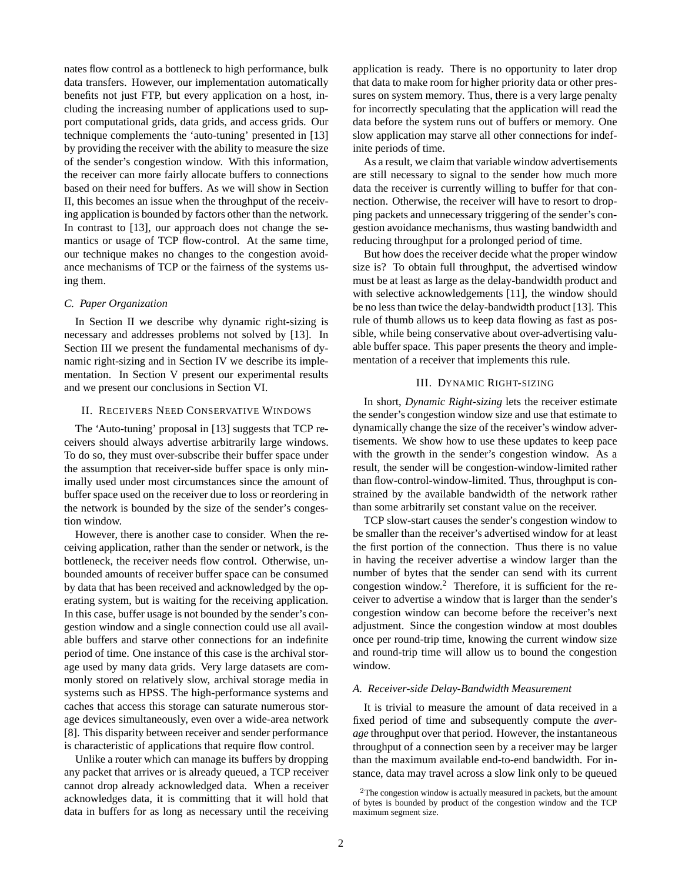nates flow control as a bottleneck to high performance, bulk data transfers. However, our implementation automatically benefits not just FTP, but every application on a host, including the increasing number of applications used to support computational grids, data grids, and access grids. Our technique complements the 'auto-tuning' presented in [13] by providing the receiver with the ability to measure the size of the sender's congestion window. With this information, the receiver can more fairly allocate buffers to connections based on their need for buffers. As we will show in Section II, this becomes an issue when the throughput of the receiving application is bounded by factors other than the network. In contrast to [13], our approach does not change the semantics or usage of TCP flow-control. At the same time, our technique makes no changes to the congestion avoidance mechanisms of TCP or the fairness of the systems using them.

### C. Paper Organization

In Section II we describe why dynamic right-sizing is necessary and addresses problems not solved by [13]. In Section III we present the fundamental mechanisms of dynamic right-sizing and in Section IV we describe its implementation. In Section V present our experimental results and we present our conclusions in Section VI.

## II. Receivers Need Conservative Windows

The 'Auto-tuning' proposal in [13] suggests that TCP receivers should always advertise arbitrarily large windows. To do so, they must over-subscribe their buffer space under the assumption that receiver-side buffer space is only minimally used under most circumstances since the amount of buffer space used on the receiver due to loss or reordering in the network is bounded by the size of the sender's congestion window.

However, there is another case to consider. When the receiving application, rather than the sender or network, is the bottleneck, the receiver needs flow control. Otherwise, unbounded amounts of receiver buffer space can be consumed by data that has been received and acknowledged by the operating system, but is waiting for the receiving application. In this case, buffer usage is not bounded by the sender's congestion window and a single connection could use all available buffers and starve other connections for an indefinite period of time. One instance of this case is the archival storage used by many data grids. Very large datasets are commonly stored on relatively slow, archival storage media in systems such as HPSS. The high-performance systems and caches that access this storage can saturate numerous storage devices simultaneously, even over a wide-area network [8]. This disparity between receiver and sender performance is characteristic of applications that require flow control.

Unlike a router which can manage its buffers by dropping any packet that arrives or is already queued, a TCP receiver cannot drop already acknowledged data. When a receiver acknowledges data, it is committing that it will hold that data in buffers for as long as necessary until the receiving application is ready. There is no opportunity to later drop that data to make room for higher priority data or other pressures on system memory. Thus, there is a very large penalty for incorrectly speculating that the application will read the data before the system runs out of buffers or memory. One slow application may starve all other connections for indefinite periods of time.

As a result, we claim that variable window advertisements are still necessary to signal to the sender how much more data the receiver is currently willing to buffer for that connection. Otherwise, the receiver will have to resort to dropping packets and unnecessary triggering of the sender's congestion avoidance mechanisms, thus wasting bandwidth and reducing throughput for a prolonged period of time.

But how does the receiver decide what the proper window size is? To obtain full throughput, the advertised window must be at least as large as the delay-bandwidth product and with selective acknowledgements [11], the window should be no less than twice the delay-bandwidth product [13]. This rule of thumb allows us to keep data flowing as fast as possible, while being conservative about over-advertising valuable buffer space. This paper presents the theory and implementation of a receiver that implements this rule.

## III. Dynamic Right-sizing

In short, *Dynamic Right-sizing* lets the receiver estimate the sender's congestion window size and use that estimate to dynamically change the size of the receiver's window advertisements. We show how to use these updates to keep pace with the growth in the sender's congestion window. As a result, the sender will be congestion-window-limited rather than flow-control-window-limited. Thus, throughput is constrained by the available bandwidth of the network rather than some arbitrarily set constant value on the receiver.

TCP slow-start causes the sender's congestion window to be smaller than the receiver's advertised window for at least the first portion of the connection. Thus there is no value in having the receiver advertise a window larger than the number of bytes that the sender can send with its current congestion window.[2] Therefore, it is sufficient for the receiver to advertise a window that is larger than the sender's congestion window can become before the receiver's next adjustment. Since the congestion window at most doubles once per round-trip time, knowing the current window size and round-trip time will allow us to bound the congestion window.

### A. Receiver-side Delay-Bandwidth Measurement

It is trivial to measure the amount of data received in a fixed period of time and subsequently compute the *average* throughput over that period. However, the instantaneous throughput of a connection seen by a receiver may be larger than the maximum available end-to-end bandwidth. For instance, data may travel across a slow link only to be queued

[2] The congestion window is actually measured in packets, but the amount of bytes is bounded by product of the congestion window and the TCP maximum segment size.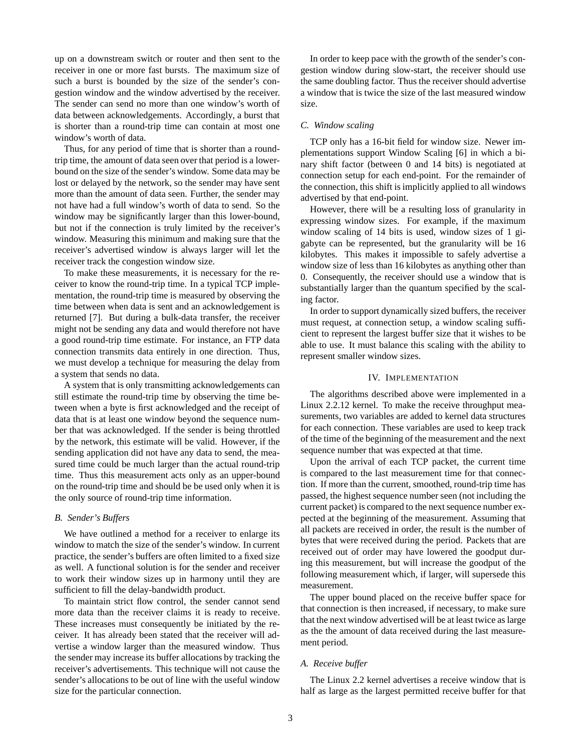up on a downstream switch or router and then sent to the receiver in one or more fast bursts. The maximum size of such a burst is bounded by the size of the sender's congestion window and the window advertised by the receiver. The sender can send no more than one window's worth of data between acknowledgements. Accordingly, a burst that is shorter than a round-trip time can contain at most one window's worth of data.

Thus, for any period of time that is shorter than a round-trip time, the amount of data seen over that period is a lower-bound on the size of the sender's window. Some data may be lost or delayed by the network, so the sender may have sent more than the amount of data seen. Further, the sender may not have had a full window's worth of data to send. So the window may be significantly larger than this lower-bound, but not if the connection is truly limited by the receiver's window. Measuring this minimum and making sure that the receiver's advertised window is always larger will let the receiver track the congestion window size.

To make these measurements, it is necessary for the receiver to know the round-trip time. In a typical TCP implementation, the round-trip time is measured by observing the time between when data is sent and an acknowledgement is returned [7]. But during a bulk-data transfer, the receiver might not be sending any data and would therefore not have a good round-trip time estimate. For instance, an FTP data connection transmits data entirely in one direction. Thus, we must develop a technique for measuring the delay from a system that sends no data.

A system that is only transmitting acknowledgements can still estimate the round-trip time by observing the time between when a byte is first acknowledged and the receipt of data that is at least one window beyond the sequence number that was acknowledged. If the sender is being throttled by the network, this estimate will be valid. However, if the sending application did not have any data to send, the measured time could be much larger than the actual round-trip time. Thus this measurement acts only as an upper-bound on the round-trip time and should be be used only when it is the only source of round-trip time information.

### B. Sender's Buffers

We have outlined a method for a receiver to enlarge its window to match the size of the sender's window. In current practice, the sender's buffers are often limited to a fixed size as well. A functional solution is for the sender and receiver to work their window sizes up in harmony until they are sufficient to fill the delay-bandwidth product.

To maintain strict flow control, the sender cannot send more data than the receiver claims it is ready to receive. These increases must consequently be initiated by the receiver. It has already been stated that the receiver will advertise a window larger than the measured window. Thus the sender may increase its buffer allocations by tracking the receiver's advertisements. This technique will not cause the sender's allocations to be out of line with the useful window size for the particular connection.

In order to keep pace with the growth of the sender's congestion window during slow-start, the receiver should use the same doubling factor. Thus the receiver should advertise a window that is twice the size of the last measured window size.

### C. Window scaling

TCP only has a 16-bit field for window size. Newer implementations support Window Scaling [6] in which a binary shift factor (between 0 and 14 bits) is negotiated at connection setup for each end-point. For the remainder of the connection, this shift is implicitly applied to all windows advertised by that end-point.

However, there will be a resulting loss of granularity in expressing window sizes. For example, if the maximum window scaling of 14 bits is used, window sizes of 1 gigabyte can be represented, but the granularity will be 16 kilobytes. This makes it impossible to safely advertise a window size of less than 16 kilobytes as anything other than 0. Consequently, the receiver should use a window that is substantially larger than the quantum specified by the scaling factor.

In order to support dynamically sized buffers, the receiver must request, at connection setup, a window scaling sufficient to represent the largest buffer size that it wishes to be able to use. It must balance this scaling with the ability to represent smaller window sizes.

## IV. Implementation

The algorithms described above were implemented in a Linux 2.2.12 kernel. To make the receive throughput measurements, two variables are added to kernel data structures for each connection. These variables are used to keep track of the time of the beginning of the measurement and the next sequence number that was expected at that time.

Upon the arrival of each TCP packet, the current time is compared to the last measurement time for that connection. If more than the current, smoothed, round-trip time has passed, the highest sequence number seen (not including the current packet) is compared to the next sequence number expected at the beginning of the measurement. Assuming that all packets are received in order, the result is the number of bytes that were received during the period. Packets that are received out of order may have lowered the goodput during this measurement, but will increase the goodput of the following measurement which, if larger, will supersede this measurement.

The upper bound placed on the receive buffer space for that connection is then increased, if necessary, to make sure that the next window advertised will be at least twice as large as the the amount of data received during the last measurement period.

### A. Receive buffer

The Linux 2.2 kernel advertises a receive window that is half as large as the largest permitted receive buffer for that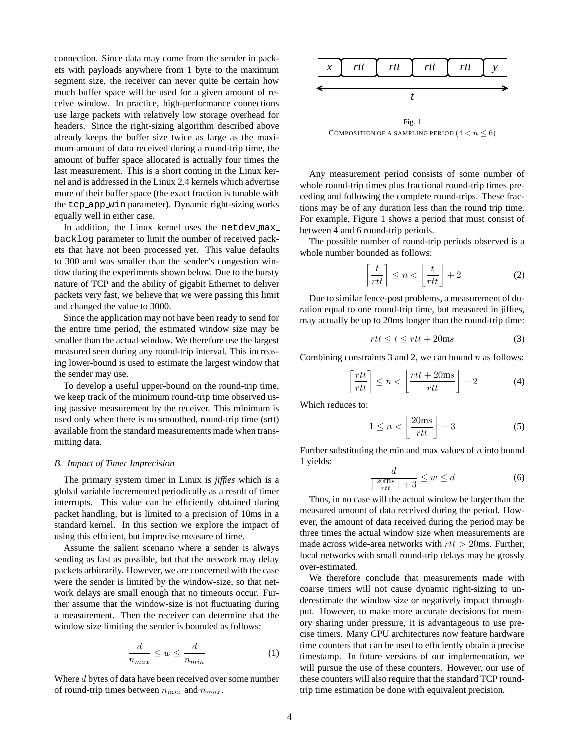connection. Since data may come from the sender in packets with payloads anywhere from 1 byte to the maximum segment size, the receiver can never quite be certain how much buffer space will be used for a given amount of receive window. In practice, high-performance connections use large packets with relatively low storage overhead for headers. Since the right-sizing algorithm described above already keeps the buffer size twice as large as the maximum amount of data received during a round-trip time, the amount of buffer space allocated is actually four times the last measurement. This is a short coming in the Linux kernel and is addressed in the Linux 2.4 kernels which advertise more of their buffer space (the exact fraction is tunable with the `tcp_app_win` parameter). Dynamic right-sizing works equally well in either case.

In addition, the Linux kernel uses the `netdev_max_backlog` parameter to limit the number of received packets that have not been processed yet. This value defaults to 300 and was smaller than the sender's congestion window during the experiments shown below. Due to the bursty nature of TCP and the ability of gigabit Ethernet to deliver packets very fast, we believe that we were passing this limit and changed the value to 3000.

Since the application may not have been ready to send for the entire time period, the estimated window size may be smaller than the actual window. We therefore use the largest measured seen during any round-trip interval. This increasing lower-bound is used to estimate the largest window that the sender may use.

To develop a useful upper-bound on the round-trip time, we keep track of the minimum round-trip time observed using passive measurement by the receiver. This minimum is used only when there is no smoothed, round-trip time (srtt) available from the standard measurements made when transmitting data.

### *B. Impact of Timer Imprecision*

The primary system timer in Linux is *jiffies* which is a global variable incremented periodically as a result of timer interrupts. This value can be efficiently obtained during packet handling, but is limited to a precision of 10ms in a standard kernel. In this section we explore the impact of using this efficient, but imprecise measure of time.

Assume the salient scenario where a sender is always sending as fast as possible, but that the network may delay packets arbitrarily. However, we are concerned with the case were the sender is limited by the window-size, so that network delays are small enough that no timeouts occur. Further assume that the window-size is not fluctuating during a measurement. Then the receiver can determine that the window size limiting the sender is bounded as follows:

$$\frac{d}{n_{max}} \leq w \leq \frac{d}{n_{min}} \tag{1}$$

Where $d$ bytes of data have been received over some number of round-trip times between $n_{min}$ and $n_{max}$.

| *x* | *rtt* | *rtt* | *rtt* | *rtt* | *y* |
|---|---|---|---|---|---|

← *t* →

Fig. 1
COMPOSITION OF A SAMPLING PERIOD $(4 < n \leq 6)$

Any measurement period consists of some number of whole round-trip times plus fractional round-trip times preceding and following the complete round-trips. These fractions may be of any duration less than the round trip time. For example, Figure 1 shows a period that must consist of between 4 and 6 round-trip periods.

The possible number of round-trip periods observed is a whole number bounded as follows:

$$\left\lceil \frac{t}{rtt} \right\rceil \leq n < \left\lfloor \frac{t}{rtt} \right\rfloor + 2 \tag{2}$$

Due to similar fence-post problems, a measurement of duration equal to one round-trip time, but measured in jiffies, may actually be up to 20ms longer than the round-trip time:

$$rtt \leq t \leq rtt + 20\text{m}s \tag{3}$$

Combining constraints 3 and 2, we can bound $n$ as follows:

$$\left\lceil \frac{rtt}{rtt} \right\rceil \leq n < \left\lfloor \frac{rtt + 20\text{m}s}{rtt} \right\rfloor + 2 \tag{4}$$

Which reduces to:

$$1 \leq n < \left\lfloor \frac{20\text{m}s}{rtt} \right\rfloor + 3 \tag{5}$$

Further substituting the min and max values of $n$ into bound 1 yields:

$$\frac{d}{\left\lfloor \frac{20\text{m}s}{rtt} \right\rfloor + 3} \leq w \leq d \tag{6}$$

Thus, in no case will the actual window be larger than the measured amount of data received during the period. However, the amount of data received during the period may be three times the actual window size when measurements are made across wide-area networks with $rtt > 20$ms. Further, local networks with small round-trip delays may be grossly over-estimated.

We therefore conclude that measurements made with coarse timers will not cause dynamic right-sizing to underestimate the window size or negatively impact throughput. However, to make more accurate decisions for memory sharing under pressure, it is advantageous to use precise timers. Many CPU architectures now feature hardware time counters that can be used to efficiently obtain a precise timestamp. In future versions of our implementation, we will pursue the use of these counters. However, our use of these counters will also require that the standard TCP round-trip time estimation be done with equivalent precision.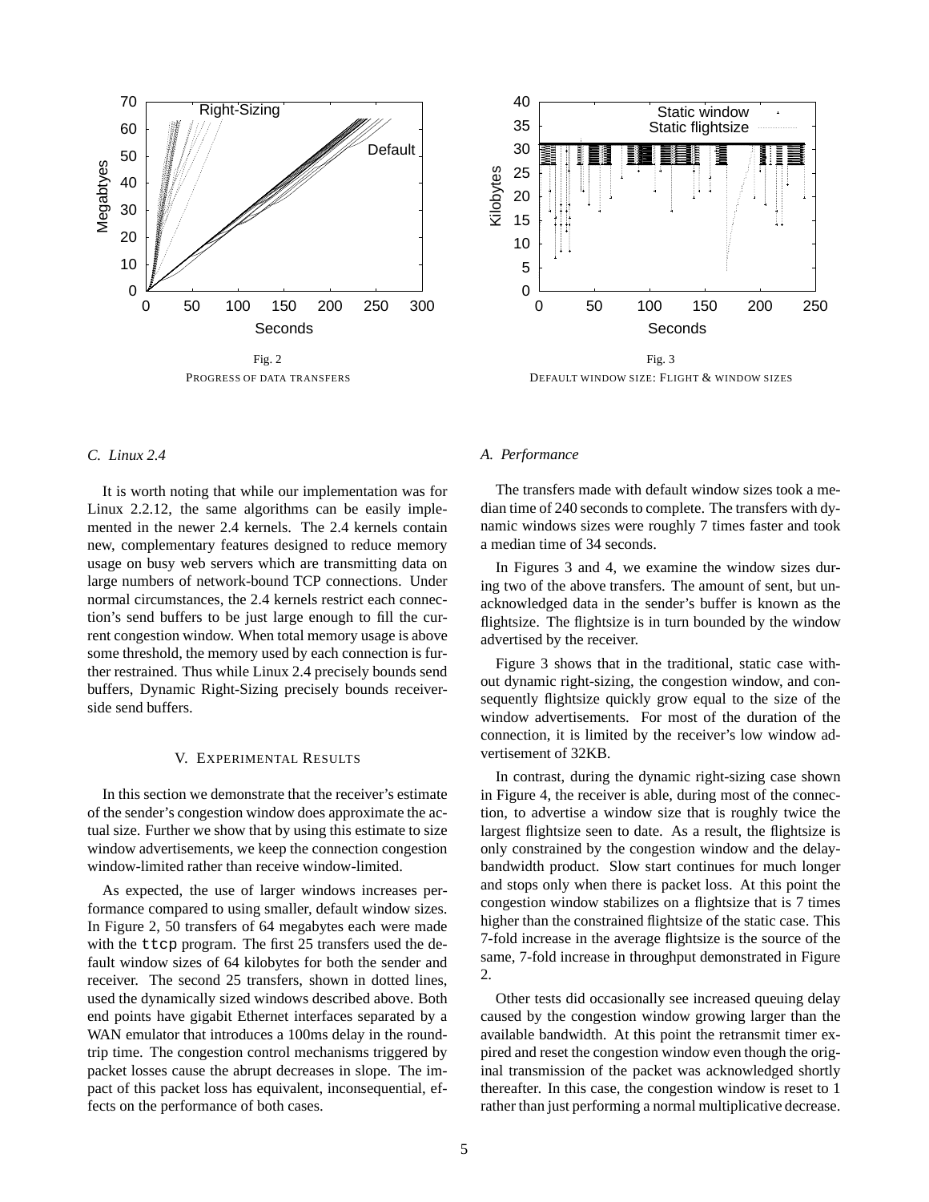Fig. 2
PROGRESS OF DATA TRANSFERS

Fig. 3
DEFAULT WINDOW SIZE: FLIGHT & WINDOW SIZES

### C. Linux 2.4

It is worth noting that while our implementation was for Linux 2.2.12, the same algorithms can be easily implemented in the newer 2.4 kernels. The 2.4 kernels contain new, complementary features designed to reduce memory usage on busy web servers which are transmitting data on large numbers of network-bound TCP connections. Under normal circumstances, the 2.4 kernels restrict each connection's send buffers to be just large enough to fill the current congestion window. When total memory usage is above some threshold, the memory used by each connection is further restrained. Thus while Linux 2.4 precisely bounds send buffers, Dynamic Right-Sizing precisely bounds receiver-side send buffers.

## V. EXPERIMENTAL RESULTS

In this section we demonstrate that the receiver's estimate of the sender's congestion window does approximate the actual size. Further we show that by using this estimate to size window advertisements, we keep the connection congestion window-limited rather than receive window-limited.

As expected, the use of larger windows increases performance compared to using smaller, default window sizes. In Figure 2, 50 transfers of 64 megabytes each were made with the `ttcp` program. The first 25 transfers used the default window sizes of 64 kilobytes for both the sender and receiver. The second 25 transfers, shown in dotted lines, used the dynamically sized windows described above. Both end points have gigabit Ethernet interfaces separated by a WAN emulator that introduces a 100ms delay in the round-trip time. The congestion control mechanisms triggered by packet losses cause the abrupt decreases in slope. The impact of this packet loss has equivalent, inconsequential, effects on the performance of both cases.

### A. Performance

The transfers made with default window sizes took a median time of 240 seconds to complete. The transfers with dynamic windows sizes were roughly 7 times faster and took a median time of 34 seconds.

In Figures 3 and 4, we examine the window sizes during two of the above transfers. The amount of sent, but unacknowledged data in the sender's buffer is known as the flightsize. The flightsize is in turn bounded by the window advertised by the receiver.

Figure 3 shows that in the traditional, static case without dynamic right-sizing, the congestion window, and consequently flightsize quickly grow equal to the size of the window advertisements. For most of the duration of the connection, it is limited by the receiver's low window advertisement of 32KB.

In contrast, during the dynamic right-sizing case shown in Figure 4, the receiver is able, during most of the connection, to advertise a window size that is roughly twice the largest flightsize seen to date. As a result, the flightsize is only constrained by the congestion window and the delay-bandwidth product. Slow start continues for much longer and stops only when there is packet loss. At this point the congestion window stabilizes on a flightsize that is 7 times higher than the constrained flightsize of the static case. This 7-fold increase in the average flightsize is the source of the same, 7-fold increase in throughput demonstrated in Figure 2.

Other tests did occasionally see increased queuing delay caused by the congestion window growing larger than the available bandwidth. At this point the retransmit timer expired and reset the congestion window even though the original transmission of the packet was acknowledged shortly thereafter. In this case, the congestion window is reset to 1 rather than just performing a normal multiplicative decrease.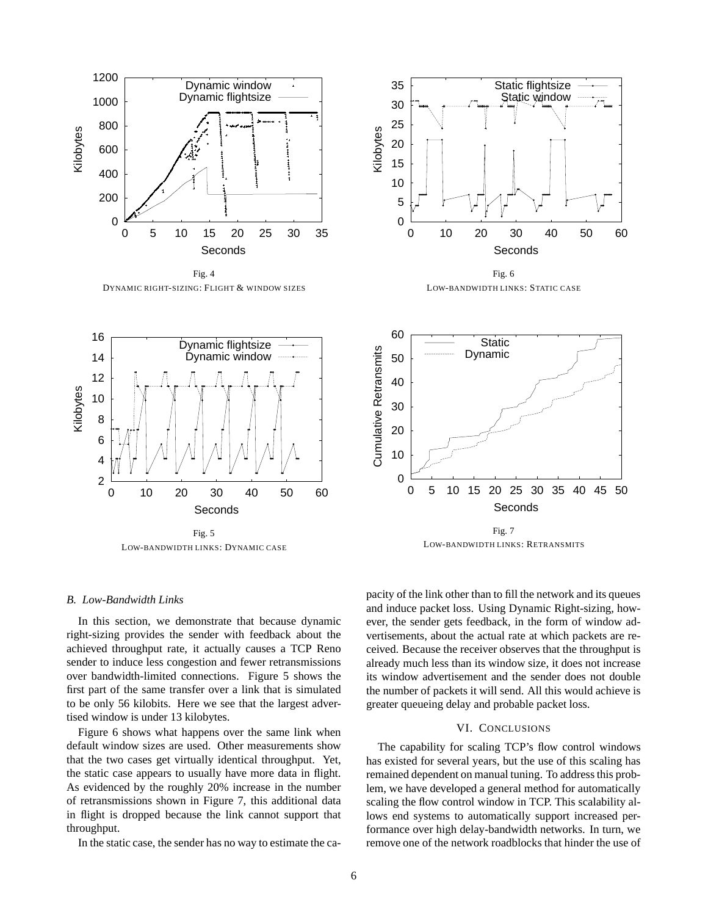Fig. 4

DYNAMIC RIGHT-SIZING: FLIGHT & WINDOW SIZES

Fig. 6

LOW-BANDWIDTH LINKS: STATIC CASE

Fig. 5

LOW-BANDWIDTH LINKS: DYNAMIC CASE

Fig. 7

LOW-BANDWIDTH LINKS: RETRANSMITS

### *B. Low-Bandwidth Links*

In this section, we demonstrate that because dynamic right-sizing provides the sender with feedback about the achieved throughput rate, it actually causes a TCP Reno sender to induce less congestion and fewer retransmissions over bandwidth-limited connections. Figure 5 shows the first part of the same transfer over a link that is simulated to be only 56 kilobits. Here we see that the largest advertised window is under 13 kilobytes.

Figure 6 shows what happens over the same link when default window sizes are used. Other measurements show that the two cases get virtually identical throughput. Yet, the static case appears to usually have more data in flight. As evidenced by the roughly 20% increase in the number of retransmissions shown in Figure 7, this additional data in flight is dropped because the link cannot support that throughput.

In the static case, the sender has no way to estimate the capacity of the link other than to fill the network and its queues and induce packet loss. Using Dynamic Right-sizing, however, the sender gets feedback, in the form of window advertisements, about the actual rate at which packets are received. Because the receiver observes that the throughput is already much less than its window size, it does not increase its window advertisement and the sender does not double the number of packets it will send. All this would achieve is greater queueing delay and probable packet loss.

## VI. CONCLUSIONS

The capability for scaling TCP's flow control windows has existed for several years, but the use of this scaling has remained dependent on manual tuning. To address this problem, we have developed a general method for automatically scaling the flow control window in TCP. This scalability allows end systems to automatically support increased performance over high delay-bandwidth networks. In turn, we remove one of the network roadblocks that hinder the use of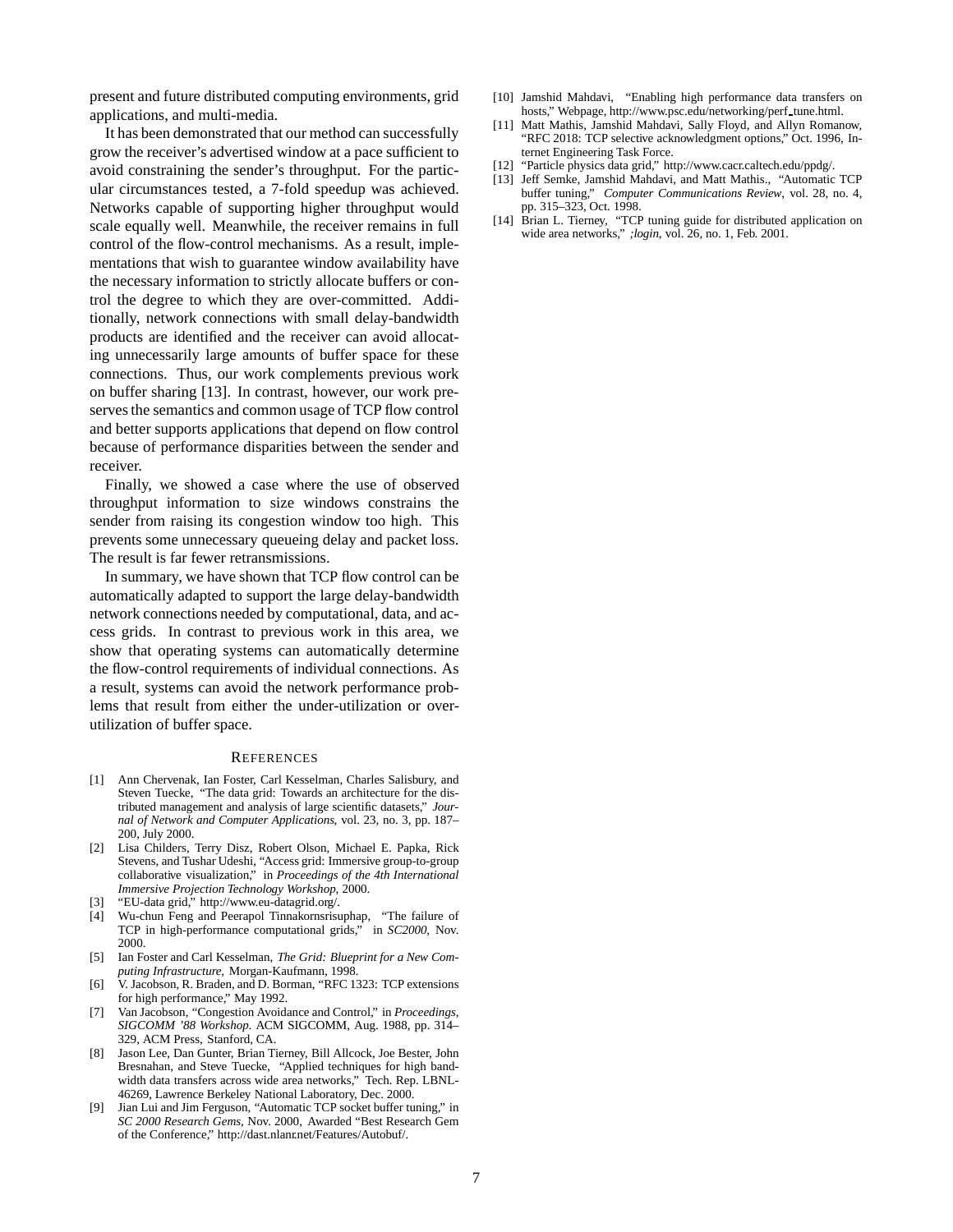present and future distributed computing environments, grid applications, and multi-media.

It has been demonstrated that our method can successfully grow the receiver's advertised window at a pace sufficient to avoid constraining the sender's throughput. For the particular circumstances tested, a 7-fold speedup was achieved. Networks capable of supporting higher throughput would scale equally well. Meanwhile, the receiver remains in full control of the flow-control mechanisms. As a result, implementations that wish to guarantee window availability have the necessary information to strictly allocate buffers or control the degree to which they are over-committed. Additionally, network connections with small delay-bandwidth products are identified and the receiver can avoid allocating unnecessarily large amounts of buffer space for these connections. Thus, our work complements previous work on buffer sharing [13]. In contrast, however, our work preserves the semantics and common usage of TCP flow control and better supports applications that depend on flow control because of performance disparities between the sender and receiver.

Finally, we showed a case where the use of observed throughput information to size windows constrains the sender from raising its congestion window too high. This prevents some unnecessary queueing delay and packet loss. The result is far fewer retransmissions.

In summary, we have shown that TCP flow control can be automatically adapted to support the large delay-bandwidth network connections needed by computational, data, and access grids. In contrast to previous work in this area, we show that operating systems can automatically determine the flow-control requirements of individual connections. As a result, systems can avoid the network performance problems that result from either the under-utilization or over-utilization of buffer space.

## References

[1] Ann Chervenak, Ian Foster, Carl Kesselman, Charles Salisbury, and Steven Tuecke, "The data grid: Towards an architecture for the distributed management and analysis of large scientific datasets," *Journal of Network and Computer Applications*, vol. 23, no. 3, pp. 187–200, July 2000.

[2] Lisa Childers, Terry Disz, Robert Olson, Michael E. Papka, Rick Stevens, and Tushar Udeshi, "Access grid: Immersive group-to-group collaborative visualization," in *Proceedings of the 4th International Immersive Projection Technology Workshop*, 2000.

[3] "EU-data grid," http://www.eu-datagrid.org/.

[4] Wu-chun Feng and Peerapol Tinnakornsrisuphap, "The failure of TCP in high-performance computational grids," in *SC2000*, Nov. 2000.

[5] Ian Foster and Carl Kesselman, *The Grid: Blueprint for a New Computing Infrastructure*, Morgan-Kaufmann, 1998.

[6] V. Jacobson, R. Braden, and D. Borman, "RFC 1323: TCP extensions for high performance," May 1992.

[7] Van Jacobson, "Congestion Avoidance and Control," in *Proceedings, SIGCOMM '88 Workshop*. ACM SIGCOMM, Aug. 1988, pp. 314–329, ACM Press, Stanford, CA.

[8] Jason Lee, Dan Gunter, Brian Tierney, Bill Allcock, Joe Bester, John Bresnahan, and Steve Tuecke, "Applied techniques for high bandwidth data transfers across wide area networks," Tech. Rep. LBNL-46269, Lawrence Berkeley National Laboratory, Dec. 2000.

[9] Jian Lui and Jim Ferguson, "Automatic TCP socket buffer tuning," in *SC 2000 Research Gems*, Nov. 2000, Awarded "Best Research Gem of the Conference," http://dast.nlanr.net/Features/Autobuf/.

[10] Jamshid Mahdavi, "Enabling high performance data transfers on hosts," Webpage, http://www.psc.edu/networking/perf_tune.html.

[11] Matt Mathis, Jamshid Mahdavi, Sally Floyd, and Allyn Romanow, "RFC 2018: TCP selective acknowledgment options," Oct. 1996, Internet Engineering Task Force.

[12] "Particle physics data grid," http://www.cacr.caltech.edu/ppdg/.

[13] Jeff Semke, Jamshid Mahdavi, and Matt Mathis., "Automatic TCP buffer tuning," *Computer Communications Review*, vol. 28, no. 4, pp. 315–323, Oct. 1998.

[14] Brian L. Tierney, "TCP tuning guide for distributed application on wide area networks," *;login*, vol. 26, no. 1, Feb. 2001.